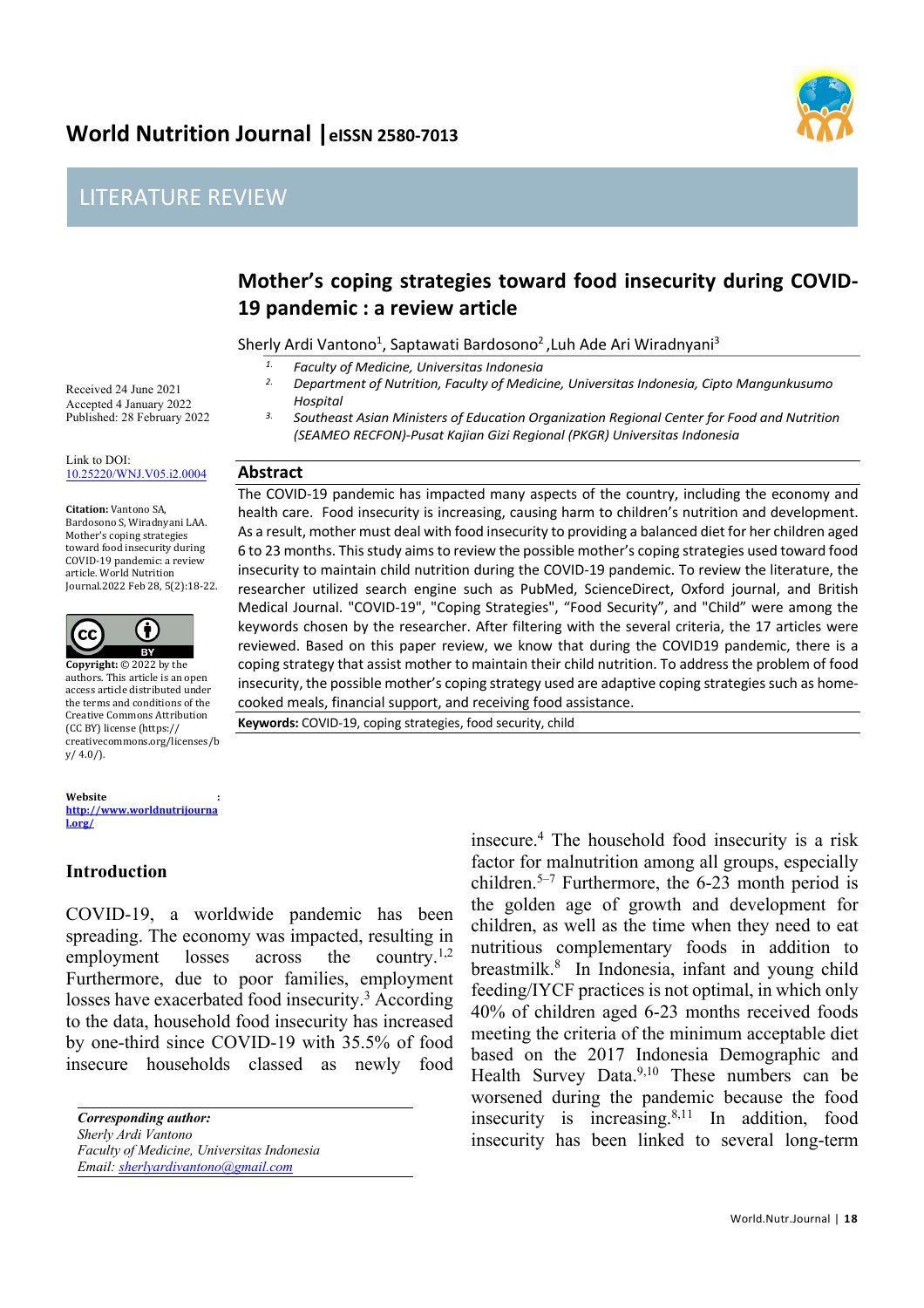LITERATURE REVIEW

# Mother's coping strategies toward food insecurity during COVID-19 pandemic : a review article

Sherly Ardi Vantono[1], Saptawati Bardosono[2], Luh Ade Ari Wiradnyani[3]

1. *Faculty of Medicine, Universitas Indonesia*
2. *Department of Nutrition, Faculty of Medicine, Universitas Indonesia, Cipto Mangunkusumo Hospital*
3. *Southeast Asian Ministers of Education Organization Regional Center for Food and Nutrition (SEAMEO RECFON)-Pusat Kajian Gizi Regional (PKGR) Universitas Indonesia*

Received 24 June 2021
Accepted 4 January 2022
Published: 28 February 2022

Link to DOI: 10.25220/WNJ.V05.i2.0004

**Citation:** Vantono SA, Bardosono S, Wiradnyani LAA. Mother's coping strategies toward food insecurity during COVID-19 pandemic: a review article. World Nutrition Journal.2022 Feb 28, 5(2):18-22.

**Copyright:** © 2022 by the authors. This article is an open access article distributed under the terms and conditions of the Creative Commons Attribution (CC BY) license (https://creativecommons.org/licenses/by/ 4.0/).

**Website** : http://www.worldnutrijournal.org/

## Abstract

The COVID-19 pandemic has impacted many aspects of the country, including the economy and health care. Food insecurity is increasing, causing harm to children's nutrition and development. As a result, mother must deal with food insecurity to providing a balanced diet for her children aged 6 to 23 months. This study aims to review the possible mother's coping strategies used toward food insecurity to maintain child nutrition during the COVID-19 pandemic. To review the literature, the researcher utilized search engine such as PubMed, ScienceDirect, Oxford journal, and British Medical Journal. "COVID-19", "Coping Strategies", "Food Security", and "Child" were among the keywords chosen by the researcher. After filtering with the several criteria, the 17 articles were reviewed. Based on this paper review, we know that during the COVID19 pandemic, there is a coping strategy that assist mother to maintain their child nutrition. To address the problem of food insecurity, the possible mother's coping strategy used are adaptive coping strategies such as home-cooked meals, financial support, and receiving food assistance.

**Keywords:** COVID-19, coping strategies, food security, child

## Introduction

COVID-19, a worldwide pandemic has been spreading. The economy was impacted, resulting in employment losses across the country.[1,2] Furthermore, due to poor families, employment losses have exacerbated food insecurity.[3] According to the data, household food insecurity has increased by one-third since COVID-19 with 35.5% of food insecure households classed as newly food insecure.[4] The household food insecurity is a risk factor for malnutrition among all groups, especially children.[5–7] Furthermore, the 6-23 month period is the golden age of growth and development for children, as well as the time when they need to eat nutritious complementary foods in addition to breastmilk.[8] In Indonesia, infant and young child feeding/IYCF practices is not optimal, in which only 40% of children aged 6-23 months received foods meeting the criteria of the minimum acceptable diet based on the 2017 Indonesia Demographic and Health Survey Data.[9,10] These numbers can be worsened during the pandemic because the food insecurity is increasing.[8,11] In addition, food insecurity has been linked to several long-term

*Corresponding author:*
*Sherly Ardi Vantono*
*Faculty of Medicine, Universitas Indonesia*
*Email: sherlyardivantono@gmail.com*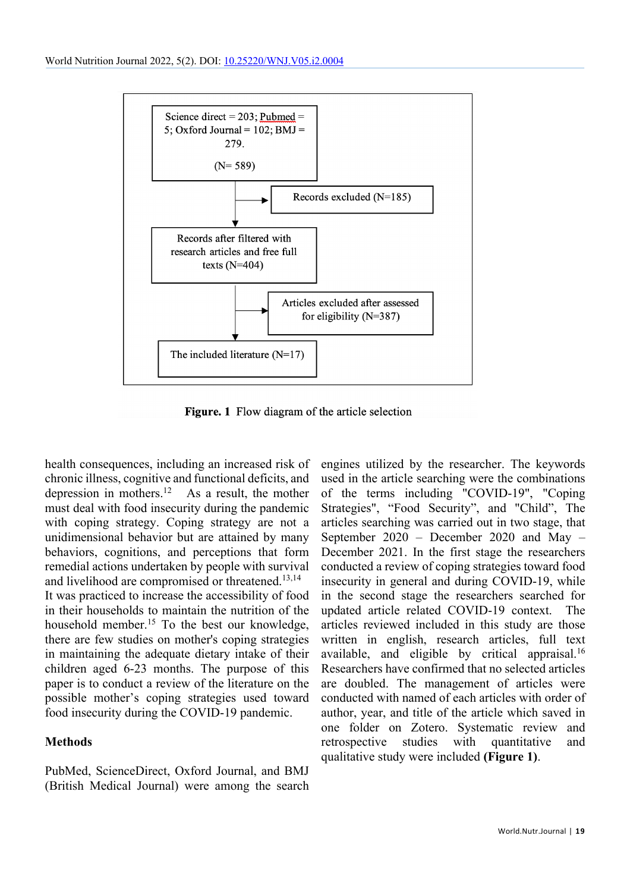Science direct = 203; Pubmed = 5; Oxford Journal = 102; BMJ = 279.

(N= 589)

Records excluded (N=185)

Records after filtered with research articles and free full texts (N=404)

Articles excluded after assessed for eligibility (N=387)

The included literature (N=17)

**Figure. 1** Flow diagram of the article selection

health consequences, including an increased risk of chronic illness, cognitive and functional deficits, and depression in mothers.[12] As a result, the mother must deal with food insecurity during the pandemic with coping strategy. Coping strategy are not a unidimensional behavior but are attained by many behaviors, cognitions, and perceptions that form remedial actions undertaken by people with survival and livelihood are compromised or threatened.[13,14] It was practiced to increase the accessibility of food in their households to maintain the nutrition of the household member.[15] To the best our knowledge, there are few studies on mother's coping strategies in maintaining the adequate dietary intake of their children aged 6-23 months. The purpose of this paper is to conduct a review of the literature on the possible mother's coping strategies used toward food insecurity during the COVID-19 pandemic.

## Methods

PubMed, ScienceDirect, Oxford Journal, and BMJ (British Medical Journal) were among the search engines utilized by the researcher. The keywords used in the article searching were the combinations of the terms including "COVID-19", "Coping Strategies", "Food Security", and "Child", The articles searching was carried out in two stage, that September 2020 – December 2020 and May – December 2021. In the first stage the researchers conducted a review of coping strategies toward food insecurity in general and during COVID-19, while in the second stage the researchers searched for updated article related COVID-19 context. The articles reviewed included in this study are those written in english, research articles, full text available, and eligible by critical appraisal.[16] Researchers have confirmed that no selected articles are doubled. The management of articles were conducted with named of each articles with order of author, year, and title of the article which saved in one folder on Zotero. Systematic review and retrospective studies with quantitative and qualitative study were included **(Figure 1)**.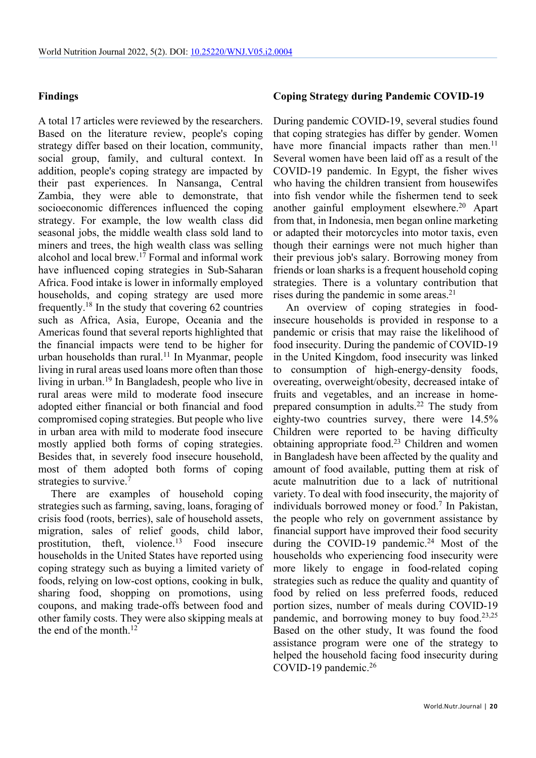## Findings

A total 17 articles were reviewed by the researchers. Based on the literature review, people's coping strategy differ based on their location, community, social group, family, and cultural context. In addition, people's coping strategy are impacted by their past experiences. In Nansanga, Central Zambia, they were able to demonstrate, that socioeconomic differences influenced the coping strategy. For example, the low wealth class did seasonal jobs, the middle wealth class sold land to miners and trees, the high wealth class was selling alcohol and local brew.[17] Formal and informal work have influenced coping strategies in Sub-Saharan Africa. Food intake is lower in informally employed households, and coping strategy are used more frequently.[18] In the study that covering 62 countries such as Africa, Asia, Europe, Oceania and the Americas found that several reports highlighted that the financial impacts were tend to be higher for urban households than rural.[11] In Myanmar, people living in rural areas used loans more often than those living in urban.[19] In Bangladesh, people who live in rural areas were mild to moderate food insecure adopted either financial or both financial and food compromised coping strategies. But people who live in urban area with mild to moderate food insecure mostly applied both forms of coping strategies. Besides that, in severely food insecure household, most of them adopted both forms of coping strategies to survive.[7]

There are examples of household coping strategies such as farming, saving, loans, foraging of crisis food (roots, berries), sale of household assets, migration, sales of relief goods, child labor, prostitution, theft, violence.[13] Food insecure households in the United States have reported using coping strategy such as buying a limited variety of foods, relying on low-cost options, cooking in bulk, sharing food, shopping on promotions, using coupons, and making trade-offs between food and other family costs. They were also skipping meals at the end of the month.[12]

## Coping Strategy during Pandemic COVID-19

During pandemic COVID-19, several studies found that coping strategies has differ by gender. Women have more financial impacts rather than men.[11] Several women have been laid off as a result of the COVID-19 pandemic. In Egypt, the fisher wives who having the children transient from housewifes into fish vendor while the fishermen tend to seek another gainful employment elsewhere.[20] Apart from that, in Indonesia, men began online marketing or adapted their motorcycles into motor taxis, even though their earnings were not much higher than their previous job's salary. Borrowing money from friends or loan sharks is a frequent household coping strategies. There is a voluntary contribution that rises during the pandemic in some areas.[21]

An overview of coping strategies in food-insecure households is provided in response to a pandemic or crisis that may raise the likelihood of food insecurity. During the pandemic of COVID-19 in the United Kingdom, food insecurity was linked to consumption of high-energy-density foods, overeating, overweight/obesity, decreased intake of fruits and vegetables, and an increase in home-prepared consumption in adults.[22] The study from eighty-two countries survey, there were 14.5% Children were reported to be having difficulty obtaining appropriate food.[23] Children and women in Bangladesh have been affected by the quality and amount of food available, putting them at risk of acute malnutrition due to a lack of nutritional variety. To deal with food insecurity, the majority of individuals borrowed money or food.[7] In Pakistan, the people who rely on government assistance by financial support have improved their food security during the COVID-19 pandemic.[24] Most of the households who experiencing food insecurity were more likely to engage in food-related coping strategies such as reduce the quality and quantity of food by relied on less preferred foods, reduced portion sizes, number of meals during COVID-19 pandemic, and borrowing money to buy food.[23,25] Based on the other study, It was found the food assistance program were one of the strategy to helped the household facing food insecurity during COVID-19 pandemic.[26]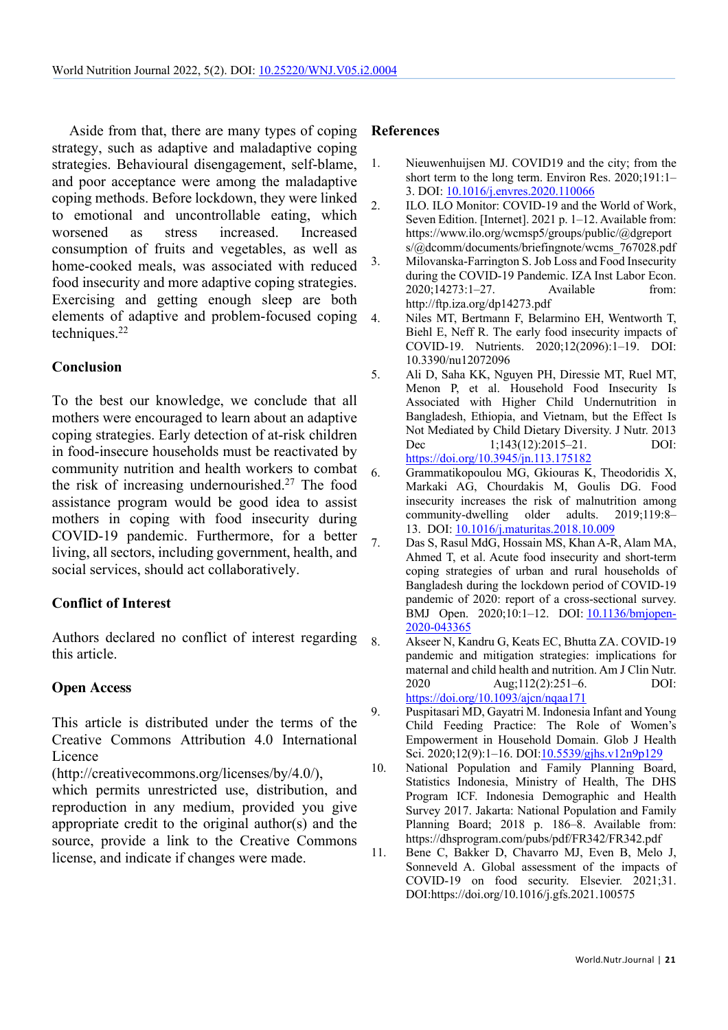Aside from that, there are many types of coping strategy, such as adaptive and maladaptive coping strategies. Behavioural disengagement, self-blame, and poor acceptance were among the maladaptive coping methods. Before lockdown, they were linked to emotional and uncontrollable eating, which worsened as stress increased. Increased consumption of fruits and vegetables, as well as home-cooked meals, was associated with reduced food insecurity and more adaptive coping strategies. Exercising and getting enough sleep are both elements of adaptive and problem-focused coping techniques.[22]

## Conclusion

To the best our knowledge, we conclude that all mothers were encouraged to learn about an adaptive coping strategies. Early detection of at-risk children in food-insecure households must be reactivated by community nutrition and health workers to combat the risk of increasing undernourished.[27] The food assistance program would be good idea to assist mothers in coping with food insecurity during COVID-19 pandemic. Furthermore, for a better living, all sectors, including government, health, and social services, should act collaboratively.

## Conflict of Interest

Authors declared no conflict of interest regarding this article.

## Open Access

This article is distributed under the terms of the Creative Commons Attribution 4.0 International Licence (http://creativecommons.org/licenses/by/4.0/), which permits unrestricted use, distribution, and reproduction in any medium, provided you give appropriate credit to the original author(s) and the source, provide a link to the Creative Commons license, and indicate if changes were made.

## References

1. Nieuwenhuijsen MJ. COVID19 and the city; from the short term to the long term. Environ Res. 2020;191:1–3. DOI: 10.1016/j.envres.2020.110066
2. ILO. ILO Monitor: COVID-19 and the World of Work, Seven Edition. [Internet]. 2021 p. 1–12. Available from: https://www.ilo.org/wcmsp5/groups/public/@dgreports/@dcomm/documents/briefingnote/wcms_767028.pdf
3. Milovanska-Farrington S. Job Loss and Food Insecurity during the COVID-19 Pandemic. IZA Inst Labor Econ. 2020;14273:1–27. Available from: http://ftp.iza.org/dp14273.pdf
4. Niles MT, Bertmann F, Belarmino EH, Wentworth T, Biehl E, Neff R. The early food insecurity impacts of COVID-19. Nutrients. 2020;12(2096):1–19. DOI: 10.3390/nu12072096
5. Ali D, Saha KK, Nguyen PH, Diressie MT, Ruel MT, Menon P, et al. Household Food Insecurity Is Associated with Higher Child Undernutrition in Bangladesh, Ethiopia, and Vietnam, but the Effect Is Not Mediated by Child Dietary Diversity. J Nutr. 2013 Dec 1;143(12):2015–21. DOI: https://doi.org/10.3945/jn.113.175182
6. Grammatikopoulou MG, Gkiouras K, Theodoridis X, Markaki AG, Chourdakis M, Goulis DG. Food insecurity increases the risk of malnutrition among community-dwelling older adults. 2019;119:8–13. DOI: 10.1016/j.maturitas.2018.10.009
7. Das S, Rasul MdG, Hossain MS, Khan A-R, Alam MA, Ahmed T, et al. Acute food insecurity and short-term coping strategies of urban and rural households of Bangladesh during the lockdown period of COVID-19 pandemic of 2020: report of a cross-sectional survey. BMJ Open. 2020;10:1–12. DOI: 10.1136/bmjopen-2020-043365
8. Akseer N, Kandru G, Keats EC, Bhutta ZA. COVID-19 pandemic and mitigation strategies: implications for maternal and child health and nutrition. Am J Clin Nutr. 2020 Aug;112(2):251–6. DOI: https://doi.org/10.1093/ajcn/nqaa171
9. Puspitasari MD, Gayatri M. Indonesia Infant and Young Child Feeding Practice: The Role of Women's Empowerment in Household Domain. Glob J Health Sci. 2020;12(9):1–16. DOI:10.5539/gjhs.v12n9p129
10. National Population and Family Planning Board, Statistics Indonesia, Ministry of Health, The DHS Program ICF. Indonesia Demographic and Health Survey 2017. Jakarta: National Population and Family Planning Board; 2018 p. 186–8. Available from: https://dhsprogram.com/pubs/pdf/FR342/FR342.pdf
11. Bene C, Bakker D, Chavarro MJ, Even B, Melo J, Sonneveld A. Global assessment of the impacts of COVID-19 on food security. Elsevier. 2021;31. DOI:https://doi.org/10.1016/j.gfs.2021.100575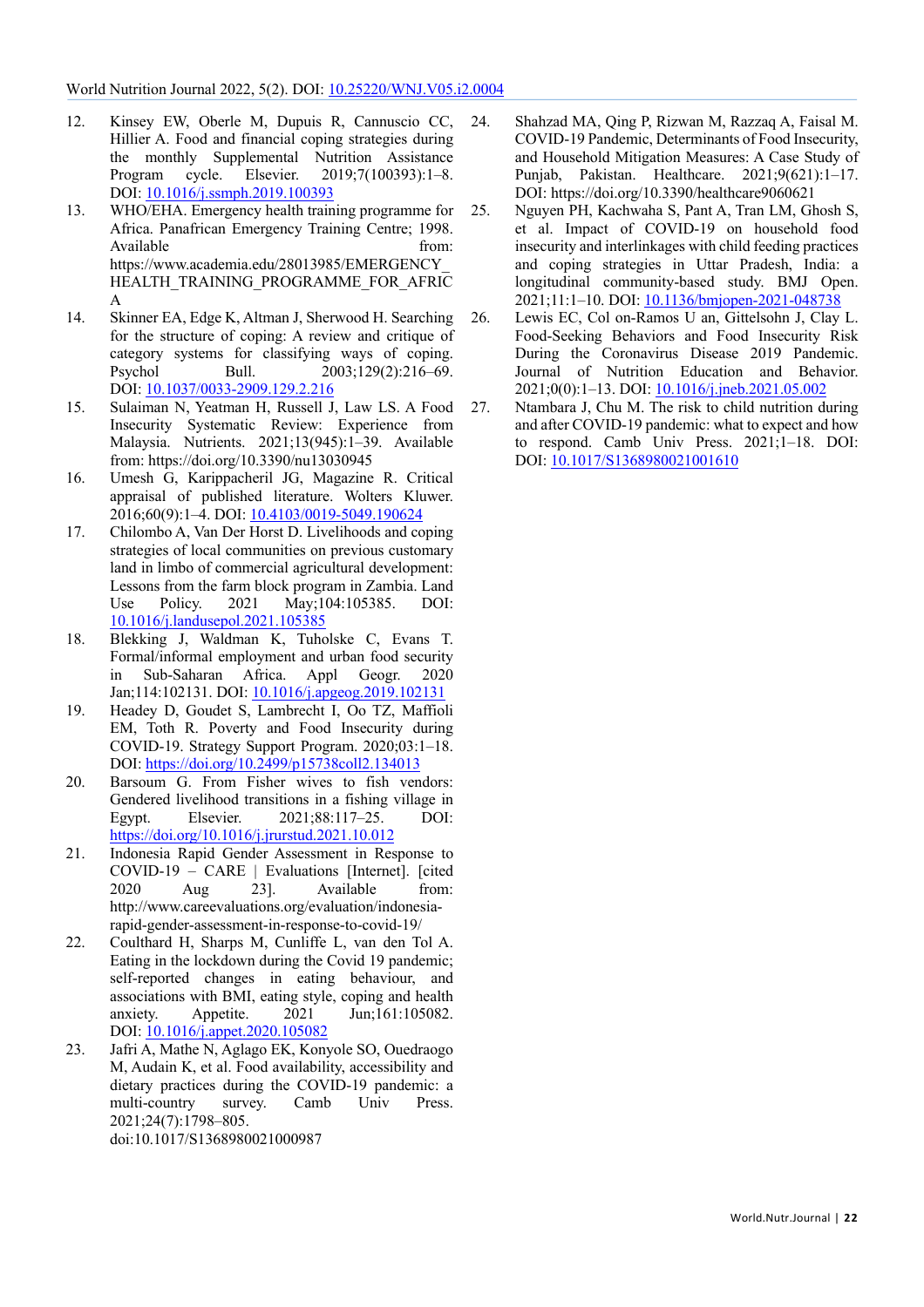12. Kinsey EW, Oberle M, Dupuis R, Cannuscio CC, Hillier A. Food and financial coping strategies during the monthly Supplemental Nutrition Assistance Program cycle. Elsevier. 2019;7(100393):1–8. DOI: 10.1016/j.ssmph.2019.100393
13. WHO/EHA. Emergency health training programme for Africa. Panafrican Emergency Training Centre; 1998. Available from: https://www.academia.edu/28013985/EMERGENCY_HEALTH_TRAINING_PROGRAMME_FOR_AFRICA
14. Skinner EA, Edge K, Altman J, Sherwood H. Searching for the structure of coping: A review and critique of category systems for classifying ways of coping. Psychol Bull. 2003;129(2):216–69. DOI: 10.1037/0033-2909.129.2.216
15. Sulaiman N, Yeatman H, Russell J, Law LS. A Food Insecurity Systematic Review: Experience from Malaysia. Nutrients. 2021;13(945):1–39. Available from: https://doi.org/10.3390/nu13030945
16. Umesh G, Karippacheril JG, Magazine R. Critical appraisal of published literature. Wolters Kluwer. 2016;60(9):1–4. DOI: 10.4103/0019-5049.190624
17. Chilombo A, Van Der Horst D. Livelihoods and coping strategies of local communities on previous customary land in limbo of commercial agricultural development: Lessons from the farm block program in Zambia. Land Use Policy. 2021 May;104:105385. DOI: 10.1016/j.landusepol.2021.105385
18. Blekking J, Waldman K, Tuholske C, Evans T. Formal/informal employment and urban food security in Sub-Saharan Africa. Appl Geogr. 2020 Jan;114:102131. DOI: 10.1016/j.apgeog.2019.102131
19. Headey D, Goudet S, Lambrecht I, Oo TZ, Maffioli EM, Toth R. Poverty and Food Insecurity during COVID-19. Strategy Support Program. 2020;03:1–18. DOI: https://doi.org/10.2499/p15738coll2.134013
20. Barsoum G. From Fisher wives to fish vendors: Gendered livelihood transitions in a fishing village in Egypt. Elsevier. 2021;88:117–25. DOI: https://doi.org/10.1016/j.jrurstud.2021.10.012
21. Indonesia Rapid Gender Assessment in Response to COVID-19 – CARE | Evaluations [Internet]. [cited 2020 Aug 23]. Available from: http://www.careevaluations.org/evaluation/indonesia-rapid-gender-assessment-in-response-to-covid-19/
22. Coulthard H, Sharps M, Cunliffe L, van den Tol A. Eating in the lockdown during the Covid 19 pandemic; self-reported changes in eating behaviour, and associations with BMI, eating style, coping and health anxiety. Appetite. 2021 Jun;161:105082. DOI: 10.1016/j.appet.2020.105082
23. Jafri A, Mathe N, Aglago EK, Konyole SO, Ouedraogo M, Audain K, et al. Food availability, accessibility and dietary practices during the COVID-19 pandemic: a multi-country survey. Camb Univ Press. 2021;24(7):1798–805. doi:10.1017/S1368980021000987
24. Shahzad MA, Qing P, Rizwan M, Razzaq A, Faisal M. COVID-19 Pandemic, Determinants of Food Insecurity, and Household Mitigation Measures: A Case Study of Punjab, Pakistan. Healthcare. 2021;9(621):1–17. DOI: https://doi.org/10.3390/healthcare9060621
25. Nguyen PH, Kachwaha S, Pant A, Tran LM, Ghosh S, et al. Impact of COVID-19 on household food insecurity and interlinkages with child feeding practices and coping strategies in Uttar Pradesh, India: a longitudinal community-based study. BMJ Open. 2021;11:1–10. DOI: 10.1136/bmjopen-2021-048738
26. Lewis EC, Col on-Ramos U an, Gittelsohn J, Clay L. Food-Seeking Behaviors and Food Insecurity Risk During the Coronavirus Disease 2019 Pandemic. Journal of Nutrition Education and Behavior. 2021;0(0):1–13. DOI: 10.1016/j.jneb.2021.05.002
27. Ntambara J, Chu M. The risk to child nutrition during and after COVID-19 pandemic: what to expect and how to respond. Camb Univ Press. 2021;1–18. DOI: DOI: 10.1017/S1368980021001610